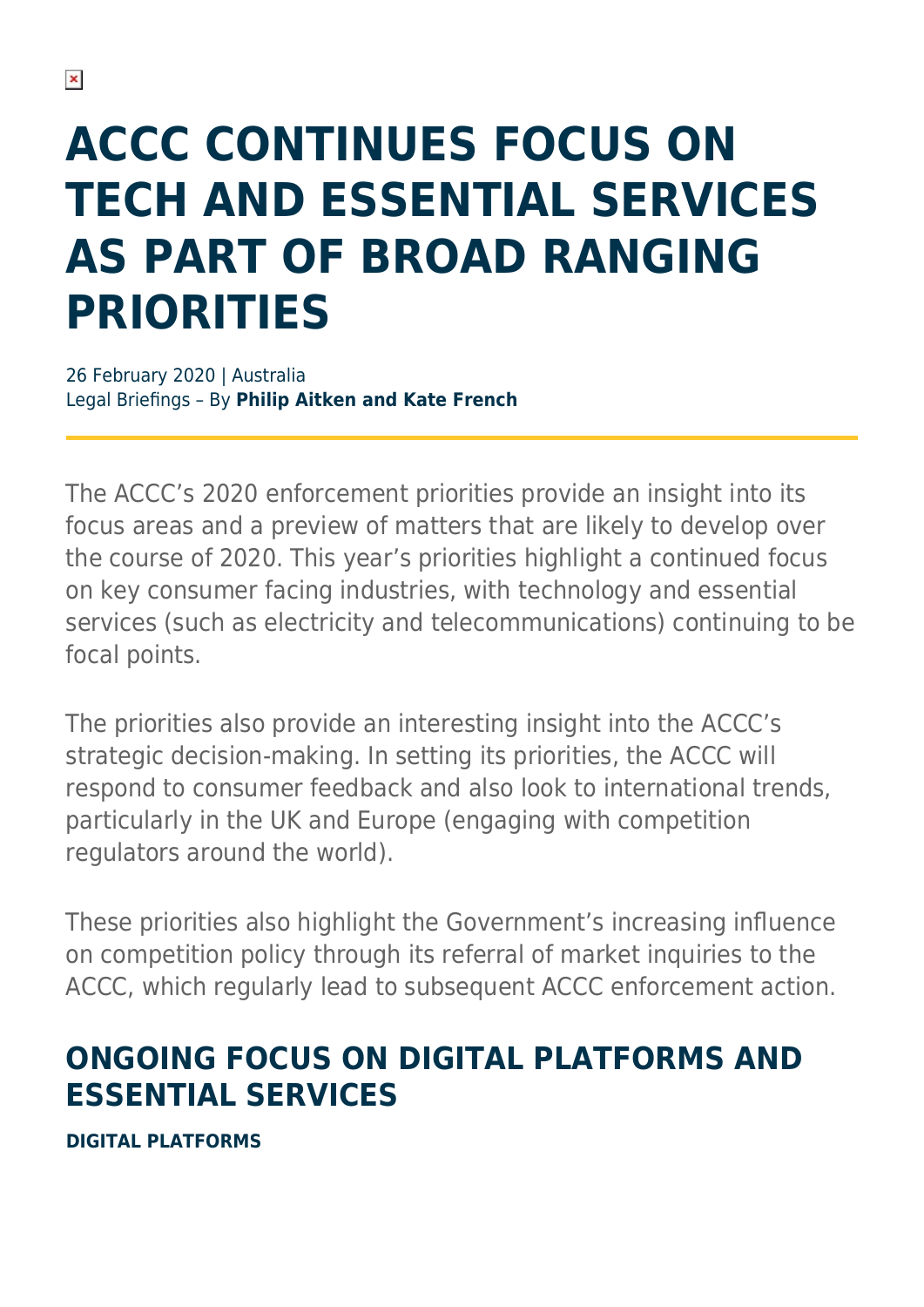# ACCC CONTINUES FOCUS ON TECH AND ESSENTIAL SERVICES AS PART OF BROAD RANGING PRIORITIES

26 February 2020 | Australia
Legal Briefings – By **Philip Aitken and Kate French**

The ACCC's 2020 enforcement priorities provide an insight into its focus areas and a preview of matters that are likely to develop over the course of 2020. This year's priorities highlight a continued focus on key consumer facing industries, with technology and essential services (such as electricity and telecommunications) continuing to be focal points.

The priorities also provide an interesting insight into the ACCC's strategic decision-making. In setting its priorities, the ACCC will respond to consumer feedback and also look to international trends, particularly in the UK and Europe (engaging with competition regulators around the world).

These priorities also highlight the Government's increasing influence on competition policy through its referral of market inquiries to the ACCC, which regularly lead to subsequent ACCC enforcement action.

## ONGOING FOCUS ON DIGITAL PLATFORMS AND ESSENTIAL SERVICES

### DIGITAL PLATFORMS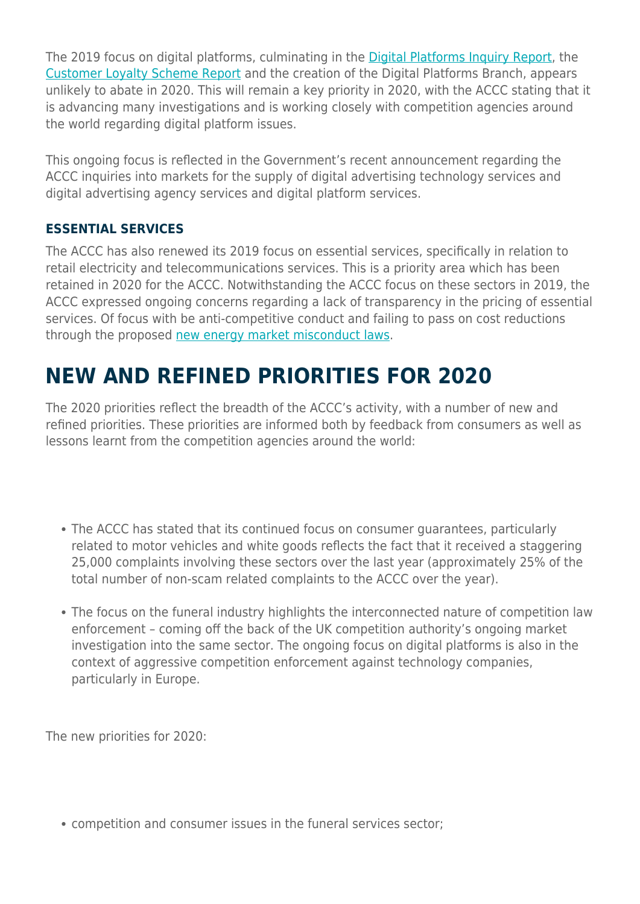The 2019 focus on digital platforms, culminating in the Digital Platforms Inquiry Report, the Customer Loyalty Scheme Report and the creation of the Digital Platforms Branch, appears unlikely to abate in 2020. This will remain a key priority in 2020, with the ACCC stating that it is advancing many investigations and is working closely with competition agencies around the world regarding digital platform issues.

This ongoing focus is reflected in the Government's recent announcement regarding the ACCC inquiries into markets for the supply of digital advertising technology services and digital advertising agency services and digital platform services.

### ESSENTIAL SERVICES

The ACCC has also renewed its 2019 focus on essential services, specifically in relation to retail electricity and telecommunications services. This is a priority area which has been retained in 2020 for the ACCC. Notwithstanding the ACCC focus on these sectors in 2019, the ACCC expressed ongoing concerns regarding a lack of transparency in the pricing of essential services. Of focus with be anti-competitive conduct and failing to pass on cost reductions through the proposed new energy market misconduct laws.

## NEW AND REFINED PRIORITIES FOR 2020

The 2020 priorities reflect the breadth of the ACCC's activity, with a number of new and refined priorities. These priorities are informed both by feedback from consumers as well as lessons learnt from the competition agencies around the world:

- The ACCC has stated that its continued focus on consumer guarantees, particularly related to motor vehicles and white goods reflects the fact that it received a staggering 25,000 complaints involving these sectors over the last year (approximately 25% of the total number of non-scam related complaints to the ACCC over the year).
- The focus on the funeral industry highlights the interconnected nature of competition law enforcement – coming off the back of the UK competition authority's ongoing market investigation into the same sector. The ongoing focus on digital platforms is also in the context of aggressive competition enforcement against technology companies, particularly in Europe.

The new priorities for 2020:

- competition and consumer issues in the funeral services sector;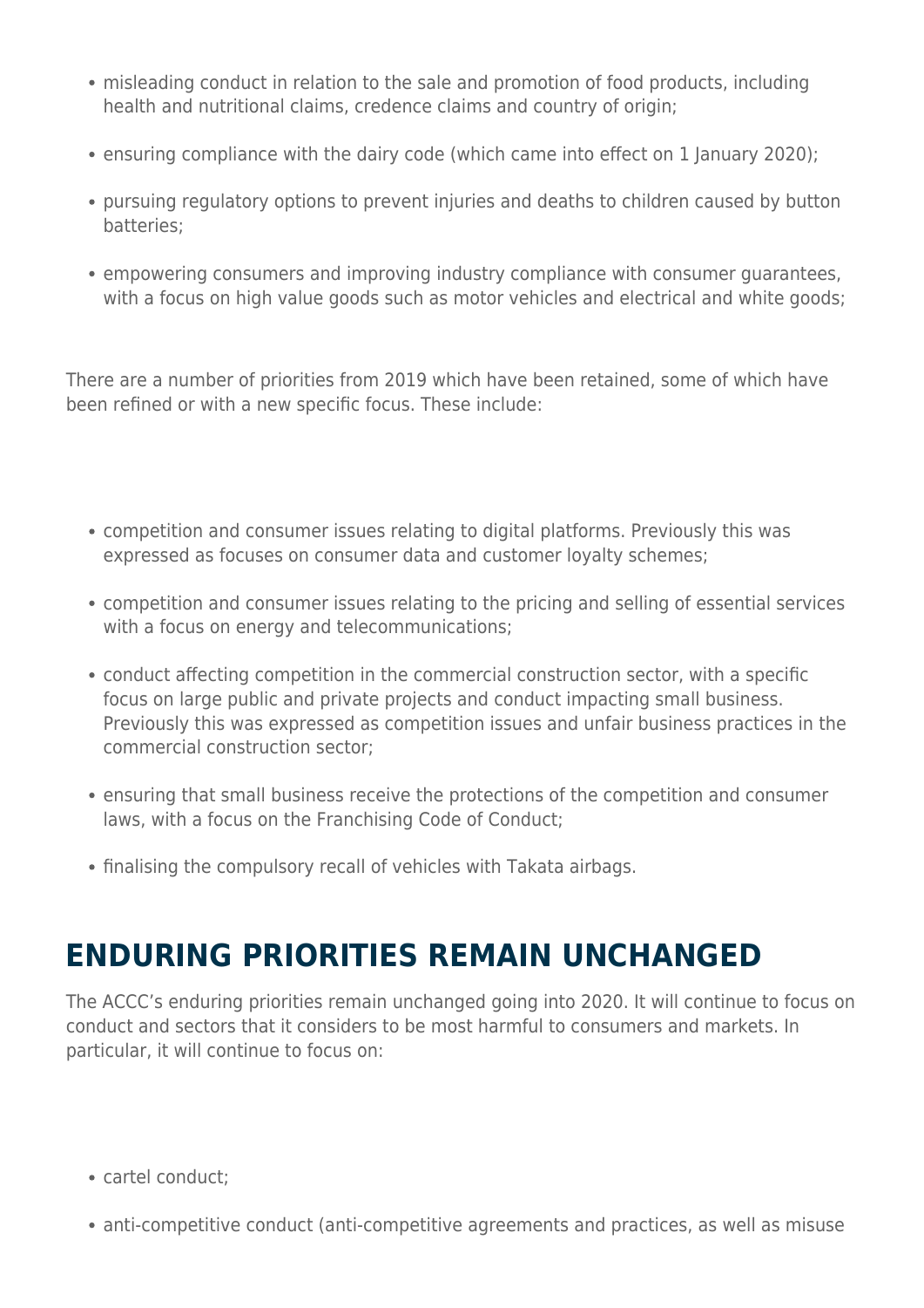- misleading conduct in relation to the sale and promotion of food products, including health and nutritional claims, credence claims and country of origin;
- ensuring compliance with the dairy code (which came into effect on 1 January 2020);
- pursuing regulatory options to prevent injuries and deaths to children caused by button batteries;
- empowering consumers and improving industry compliance with consumer guarantees, with a focus on high value goods such as motor vehicles and electrical and white goods;

There are a number of priorities from 2019 which have been retained, some of which have been refined or with a new specific focus. These include:

- competition and consumer issues relating to digital platforms. Previously this was expressed as focuses on consumer data and customer loyalty schemes;
- competition and consumer issues relating to the pricing and selling of essential services with a focus on energy and telecommunications;
- conduct affecting competition in the commercial construction sector, with a specific focus on large public and private projects and conduct impacting small business. Previously this was expressed as competition issues and unfair business practices in the commercial construction sector;
- ensuring that small business receive the protections of the competition and consumer laws, with a focus on the Franchising Code of Conduct;
- finalising the compulsory recall of vehicles with Takata airbags.

## ENDURING PRIORITIES REMAIN UNCHANGED

The ACCC's enduring priorities remain unchanged going into 2020. It will continue to focus on conduct and sectors that it considers to be most harmful to consumers and markets. In particular, it will continue to focus on:

- cartel conduct;
- anti-competitive conduct (anti-competitive agreements and practices, as well as misuse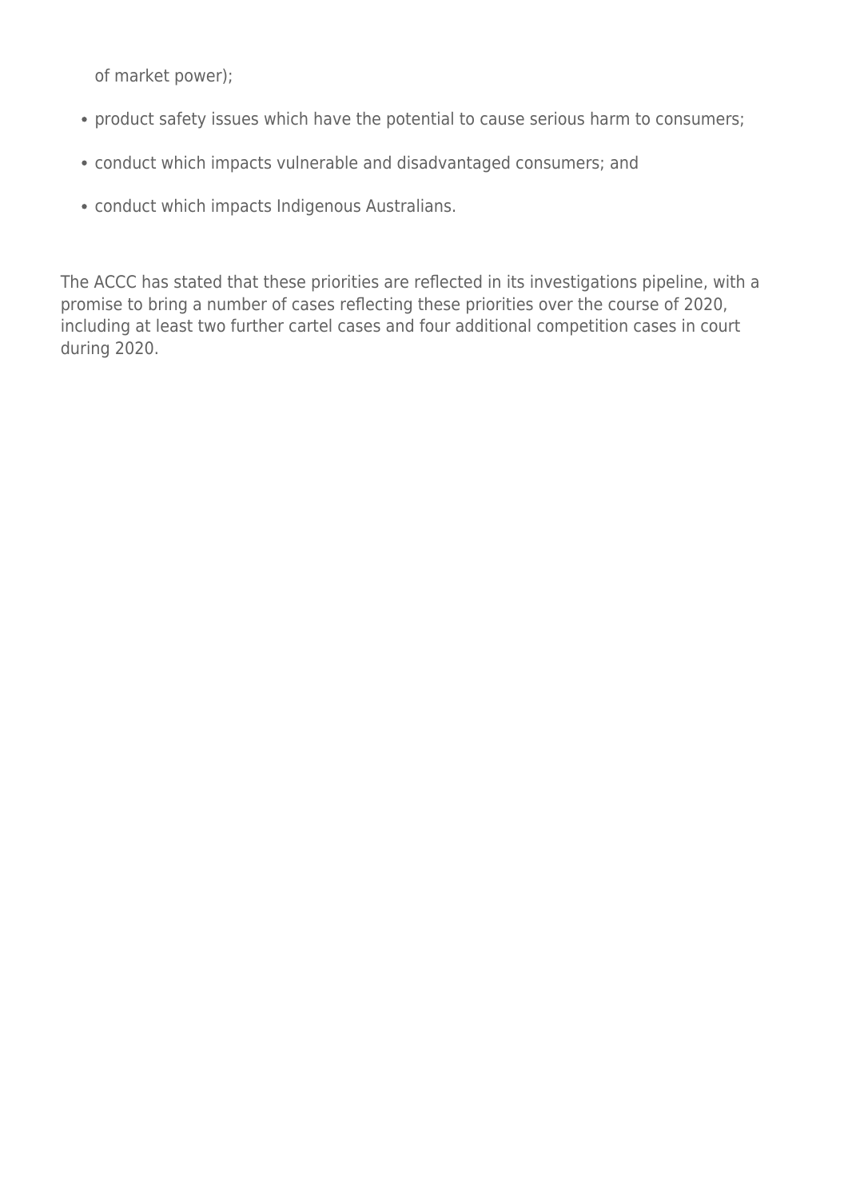of market power);

- product safety issues which have the potential to cause serious harm to consumers;
- conduct which impacts vulnerable and disadvantaged consumers; and
- conduct which impacts Indigenous Australians.

The ACCC has stated that these priorities are reflected in its investigations pipeline, with a promise to bring a number of cases reflecting these priorities over the course of 2020, including at least two further cartel cases and four additional competition cases in court during 2020.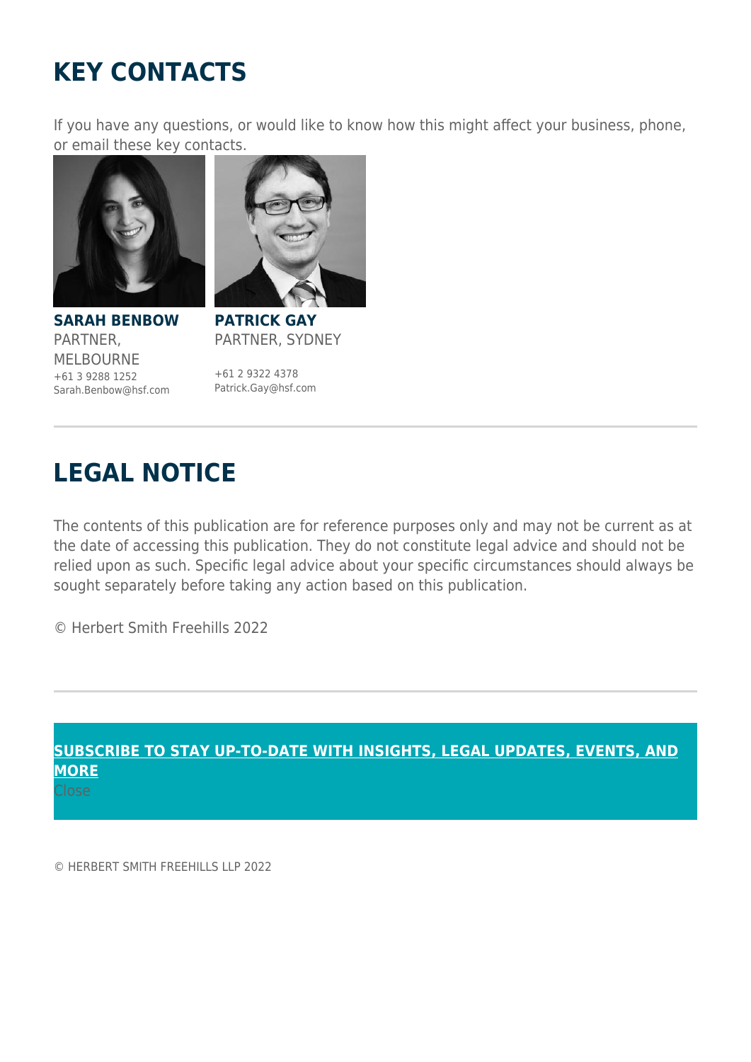# KEY CONTACTS

If you have any questions, or would like to know how this might affect your business, phone, or email these key contacts.

**SARAH BENBOW**
PARTNER, MELBOURNE
+61 3 9288 1252
Sarah.Benbow@hsf.com

**PATRICK GAY**
PARTNER, SYDNEY
+61 2 9322 4378
Patrick.Gay@hsf.com

# LEGAL NOTICE

The contents of this publication are for reference purposes only and may not be current as at the date of accessing this publication. They do not constitute legal advice and should not be relied upon as such. Specific legal advice about your specific circumstances should always be sought separately before taking any action based on this publication.

© Herbert Smith Freehills 2022

**SUBSCRIBE TO STAY UP-TO-DATE WITH INSIGHTS, LEGAL UPDATES, EVENTS, AND MORE**

Close

© HERBERT SMITH FREEHILLS LLP 2022